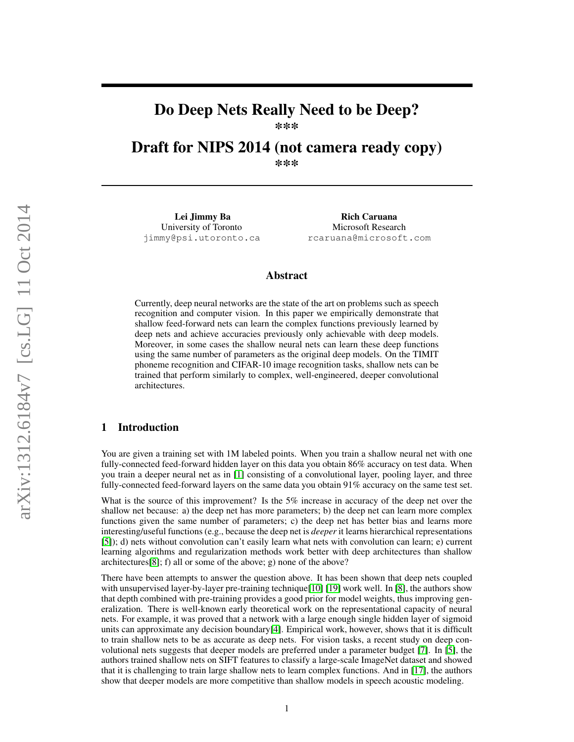# Do Deep Nets Really Need to be Deep?
***
# Draft for NIPS 2014 (not camera ready copy)
***

**Lei Jimmy Ba**
University of Toronto
jimmy@psi.utoronto.ca

**Rich Caruana**
Microsoft Research
rcaruana@microsoft.com

## Abstract

Currently, deep neural networks are the state of the art on problems such as speech recognition and computer vision. In this paper we empirically demonstrate that shallow feed-forward nets can learn the complex functions previously learned by deep nets and achieve accuracies previously only achievable with deep models. Moreover, in some cases the shallow neural nets can learn these deep functions using the same number of parameters as the original deep models. On the TIMIT phoneme recognition and CIFAR-10 image recognition tasks, shallow nets can be trained that perform similarly to complex, well-engineered, deeper convolutional architectures.

## 1 Introduction

You are given a training set with 1M labeled points. When you train a shallow neural net with one fully-connected feed-forward hidden layer on this data you obtain 86% accuracy on test data. When you train a deeper neural net as in [1] consisting of a convolutional layer, pooling layer, and three fully-connected feed-forward layers on the same data you obtain 91% accuracy on the same test set.

What is the source of this improvement? Is the 5% increase in accuracy of the deep net over the shallow net because: a) the deep net has more parameters; b) the deep net can learn more complex functions given the same number of parameters; c) the deep net has better bias and learns more interesting/useful functions (e.g., because the deep net is *deeper* it learns hierarchical representations [5]); d) nets without convolution can't easily learn what nets with convolution can learn; e) current learning algorithms and regularization methods work better with deep architectures than shallow architectures[8]; f) all or some of the above; g) none of the above?

There have been attempts to answer the question above. It has been shown that deep nets coupled with unsupervised layer-by-layer pre-training technique[10] [19] work well. In [8], the authors show that depth combined with pre-training provides a good prior for model weights, thus improving generalization. There is well-known early theoretical work on the representational capacity of neural nets. For example, it was proved that a network with a large enough single hidden layer of sigmoid units can approximate any decision boundary[4]. Empirical work, however, shows that it is difficult to train shallow nets to be as accurate as deep nets. For vision tasks, a recent study on deep convolutional nets suggests that deeper models are preferred under a parameter budget [7]. In [5], the authors trained shallow nets on SIFT features to classify a large-scale ImageNet dataset and showed that it is challenging to train large shallow nets to learn complex functions. And in [17], the authors show that deeper models are more competitive than shallow models in speech acoustic modeling.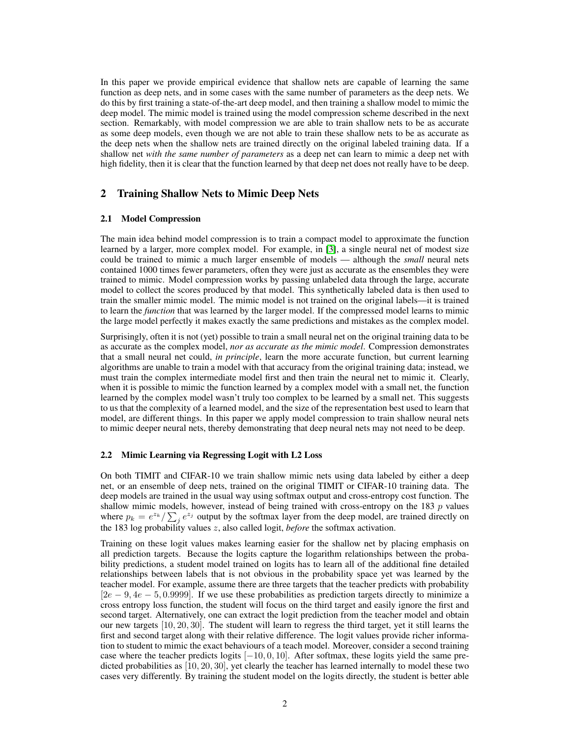In this paper we provide empirical evidence that shallow nets are capable of learning the same function as deep nets, and in some cases with the same number of parameters as the deep nets. We do this by first training a state-of-the-art deep model, and then training a shallow model to mimic the deep model. The mimic model is trained using the model compression scheme described in the next section. Remarkably, with model compression we are able to train shallow nets to be as accurate as some deep models, even though we are not able to train these shallow nets to be as accurate as the deep nets when the shallow nets are trained directly on the original labeled training data. If a shallow net *with the same number of parameters* as a deep net can learn to mimic a deep net with high fidelity, then it is clear that the function learned by that deep net does not really have to be deep.

## 2 Training Shallow Nets to Mimic Deep Nets

### 2.1 Model Compression

The main idea behind model compression is to train a compact model to approximate the function learned by a larger, more complex model. For example, in [3], a single neural net of modest size could be trained to mimic a much larger ensemble of models — although the *small* neural nets contained 1000 times fewer parameters, often they were just as accurate as the ensembles they were trained to mimic. Model compression works by passing unlabeled data through the large, accurate model to collect the scores produced by that model. This synthetically labeled data is then used to train the smaller mimic model. The mimic model is not trained on the original labels—it is trained to learn the *function* that was learned by the larger model. If the compressed model learns to mimic the large model perfectly it makes exactly the same predictions and mistakes as the complex model.

Surprisingly, often it is not (yet) possible to train a small neural net on the original training data to be as accurate as the complex model, *nor as accurate as the mimic model*. Compression demonstrates that a small neural net could, *in principle*, learn the more accurate function, but current learning algorithms are unable to train a model with that accuracy from the original training data; instead, we must train the complex intermediate model first and then train the neural net to mimic it. Clearly, when it is possible to mimic the function learned by a complex model with a small net, the function learned by the complex model wasn't truly too complex to be learned by a small net. This suggests to us that the complexity of a learned model, and the size of the representation best used to learn that model, are different things. In this paper we apply model compression to train shallow neural nets to mimic deeper neural nets, thereby demonstrating that deep neural nets may not need to be deep.

### 2.2 Mimic Learning via Regressing Logit with L2 Loss

On both TIMIT and CIFAR-10 we train shallow mimic nets using data labeled by either a deep net, or an ensemble of deep nets, trained on the original TIMIT or CIFAR-10 training data. The deep models are trained in the usual way using softmax output and cross-entropy cost function. The shallow mimic models, however, instead of being trained with cross-entropy on the 183 $p$ values where $p_k = e^{z_k} / \sum_j e^{z_j}$ output by the softmax layer from the deep model, are trained directly on the 183 log probability values $z$, also called logit, *before* the softmax activation.

Training on these logit values makes learning easier for the shallow net by placing emphasis on all prediction targets. Because the logits capture the logarithm relationships between the probability predictions, a student model trained on logits has to learn all of the additional fine detailed relationships between labels that is not obvious in the probability space yet was learned by the teacher model. For example, assume there are three targets that the teacher predicts with probability $[2e-9, 4e-5, 0.9999]$. If we use these probabilities as prediction targets directly to minimize a cross entropy loss function, the student will focus on the third target and easily ignore the first and second target. Alternatively, one can extract the logit prediction from the teacher model and obtain our new targets $[10, 20, 30]$. The student will learn to regress the third target, yet it still learns the first and second target along with their relative difference. The logit values provide richer information to student to mimic the exact behaviours of a teach model. Moreover, consider a second training case where the teacher predicts logits $[-10, 0, 10]$. After softmax, these logits yield the same predicted probabilities as $[10, 20, 30]$, yet clearly the teacher has learned internally to model these two cases very differently. By training the student model on the logits directly, the student is better able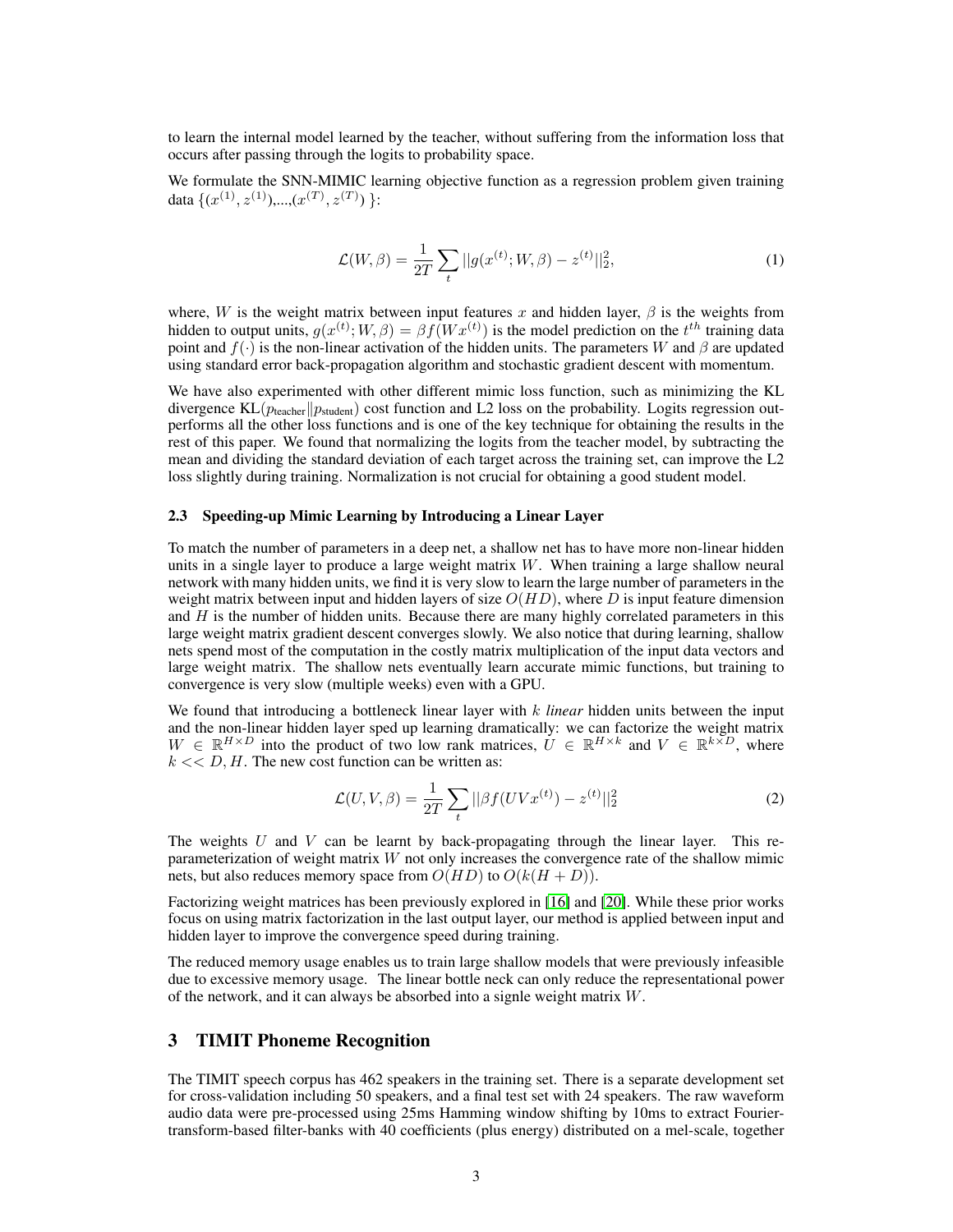to learn the internal model learned by the teacher, without suffering from the information loss that occurs after passing through the logits to probability space.

We formulate the SNN-MIMIC learning objective function as a regression problem given training data $\{(x^{(1)}, z^{(1)}),...,(x^{(T)}, z^{(T)})\}$:

$$\mathcal{L}(W, \beta) = \frac{1}{2T} \sum_t ||g(x^{(t)}; W, \beta) - z^{(t)}||_2^2, \tag{1}$$

where, $W$ is the weight matrix between input features $x$ and hidden layer, $\beta$ is the weights from hidden to output units, $g(x^{(t)}; W, \beta) = \beta f(Wx^{(t)})$ is the model prediction on the $t^{th}$ training data point and $f(\cdot)$ is the non-linear activation of the hidden units. The parameters $W$ and $\beta$ are updated using standard error back-propagation algorithm and stochastic gradient descent with momentum.

We have also experimented with other different mimic loss function, such as minimizing the KL divergence $\text{KL}(p_{\text{teacher}} \| p_{\text{student}})$ cost function and L2 loss on the probability. Logits regression outperforms all the other loss functions and is one of the key technique for obtaining the results in the rest of this paper. We found that normalizing the logits from the teacher model, by subtracting the mean and dividing the standard deviation of each target across the training set, can improve the L2 loss slightly during training. Normalization is not crucial for obtaining a good student model.

### 2.3 Speeding-up Mimic Learning by Introducing a Linear Layer

To match the number of parameters in a deep net, a shallow net has to have more non-linear hidden units in a single layer to produce a large weight matrix $W$. When training a large shallow neural network with many hidden units, we find it is very slow to learn the large number of parameters in the weight matrix between input and hidden layers of size $O(HD)$, where $D$ is input feature dimension and $H$ is the number of hidden units. Because there are many highly correlated parameters in this large weight matrix gradient descent converges slowly. We also notice that during learning, shallow nets spend most of the computation in the costly matrix multiplication of the input data vectors and large weight matrix. The shallow nets eventually learn accurate mimic functions, but training to convergence is very slow (multiple weeks) even with a GPU.

We found that introducing a bottleneck linear layer with $k$ *linear* hidden units between the input and the non-linear hidden layer sped up learning dramatically: we can factorize the weight matrix $W \in \mathbb{R}^{H \times D}$ into the product of two low rank matrices, $U \in \mathbb{R}^{H \times k}$ and $V \in \mathbb{R}^{k \times D}$, where $k << D, H$. The new cost function can be written as:

$$\mathcal{L}(U, V, \beta) = \frac{1}{2T} \sum_t ||\beta f(UVx^{(t)}) - z^{(t)}||_2^2 \tag{2}$$

The weights $U$ and $V$ can be learnt by back-propagating through the linear layer. This re-parameterization of weight matrix $W$ not only increases the convergence rate of the shallow mimic nets, but also reduces memory space from $O(HD)$ to $O(k(H + D))$.

Factorizing weight matrices has been previously explored in [16] and [20]. While these prior works focus on using matrix factorization in the last output layer, our method is applied between input and hidden layer to improve the convergence speed during training.

The reduced memory usage enables us to train large shallow models that were previously infeasible due to excessive memory usage. The linear bottle neck can only reduce the representational power of the network, and it can always be absorbed into a signle weight matrix $W$.

## 3 TIMIT Phoneme Recognition

The TIMIT speech corpus has 462 speakers in the training set. There is a separate development set for cross-validation including 50 speakers, and a final test set with 24 speakers. The raw waveform audio data were pre-processed using 25ms Hamming window shifting by 10ms to extract Fourier-transform-based filter-banks with 40 coefficients (plus energy) distributed on a mel-scale, together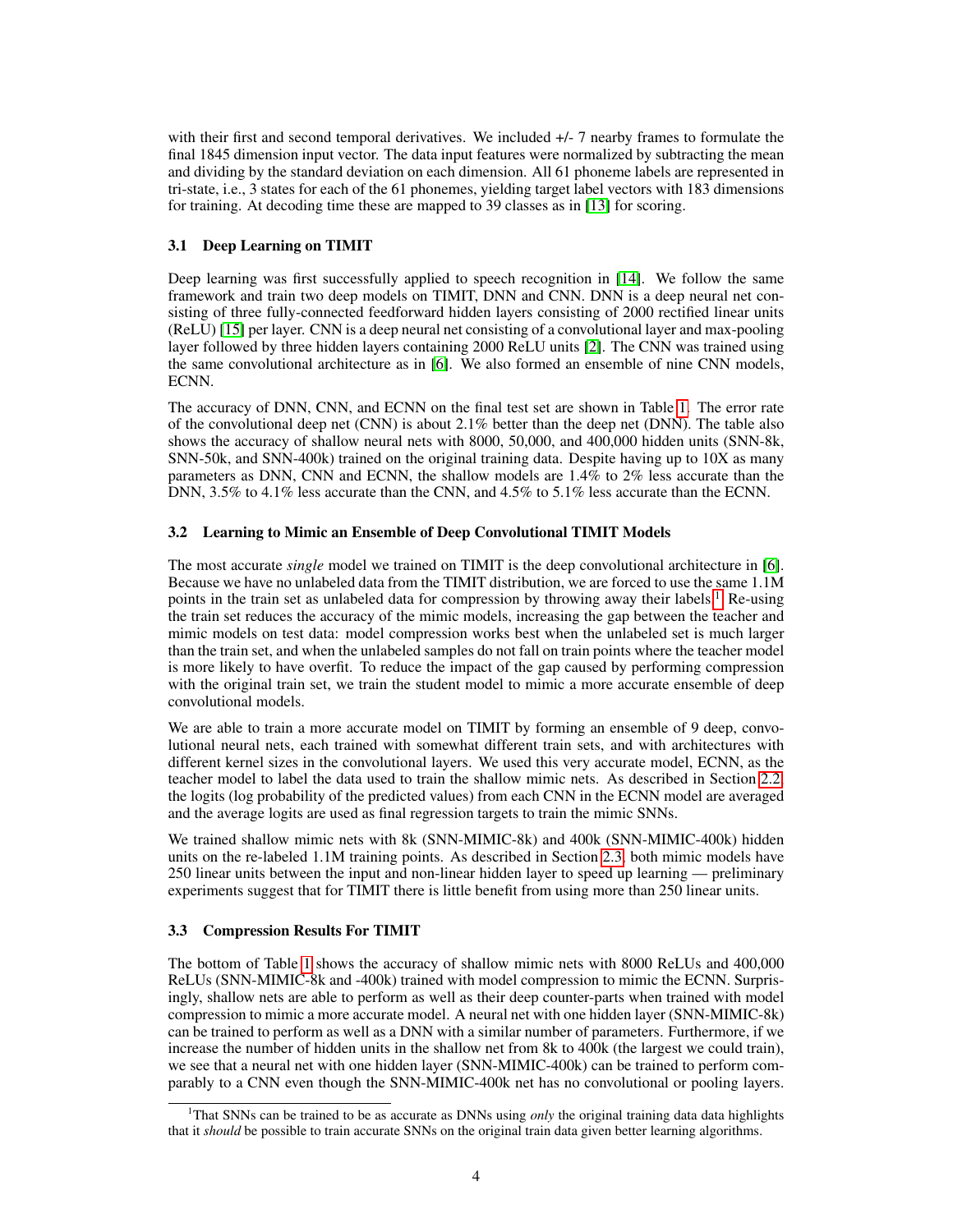with their first and second temporal derivatives. We included +/- 7 nearby frames to formulate the final 1845 dimension input vector. The data input features were normalized by subtracting the mean and dividing by the standard deviation on each dimension. All 61 phoneme labels are represented in tri-state, i.e., 3 states for each of the 61 phonemes, yielding target label vectors with 183 dimensions for training. At decoding time these are mapped to 39 classes as in [13] for scoring.

### 3.1 Deep Learning on TIMIT

Deep learning was first successfully applied to speech recognition in [14]. We follow the same framework and train two deep models on TIMIT, DNN and CNN. DNN is a deep neural net consisting of three fully-connected feedforward hidden layers consisting of 2000 rectified linear units (ReLU) [15] per layer. CNN is a deep neural net consisting of a convolutional layer and max-pooling layer followed by three hidden layers containing 2000 ReLU units [2]. The CNN was trained using the same convolutional architecture as in [6]. We also formed an ensemble of nine CNN models, ECNN.

The accuracy of DNN, CNN, and ECNN on the final test set are shown in Table 1. The error rate of the convolutional deep net (CNN) is about 2.1% better than the deep net (DNN). The table also shows the accuracy of shallow neural nets with 8000, 50,000, and 400,000 hidden units (SNN-8k, SNN-50k, and SNN-400k) trained on the original training data. Despite having up to 10X as many parameters as DNN, CNN and ECNN, the shallow models are 1.4% to 2% less accurate than the DNN, 3.5% to 4.1% less accurate than the CNN, and 4.5% to 5.1% less accurate than the ECNN.

### 3.2 Learning to Mimic an Ensemble of Deep Convolutional TIMIT Models

The most accurate *single* model we trained on TIMIT is the deep convolutional architecture in [6]. Because we have no unlabeled data from the TIMIT distribution, we are forced to use the same 1.1M points in the train set as unlabeled data for compression by throwing away their labels.[1] Re-using the train set reduces the accuracy of the mimic models, increasing the gap between the teacher and mimic models on test data: model compression works best when the unlabeled set is much larger than the train set, and when the unlabeled samples do not fall on train points where the teacher model is more likely to have overfit. To reduce the impact of the gap caused by performing compression with the original train set, we train the student model to mimic a more accurate ensemble of deep convolutional models.

We are able to train a more accurate model on TIMIT by forming an ensemble of 9 deep, convolutional neural nets, each trained with somewhat different train sets, and with architectures with different kernel sizes in the convolutional layers. We used this very accurate model, ECNN, as the teacher model to label the data used to train the shallow mimic nets. As described in Section 2.2, the logits (log probability of the predicted values) from each CNN in the ECNN model are averaged and the average logits are used as final regression targets to train the mimic SNNs.

We trained shallow mimic nets with 8k (SNN-MIMIC-8k) and 400k (SNN-MIMIC-400k) hidden units on the re-labeled 1.1M training points. As described in Section 2.3, both mimic models have 250 linear units between the input and non-linear hidden layer to speed up learning — preliminary experiments suggest that for TIMIT there is little benefit from using more than 250 linear units.

### 3.3 Compression Results For TIMIT

The bottom of Table 1 shows the accuracy of shallow mimic nets with 8000 ReLUs and 400,000 ReLUs (SNN-MIMIC-8k and -400k) trained with model compression to mimic the ECNN. Surprisingly, shallow nets are able to perform as well as their deep counter-parts when trained with model compression to mimic a more accurate model. A neural net with one hidden layer (SNN-MIMIC-8k) can be trained to perform as well as a DNN with a similar number of parameters. Furthermore, if we increase the number of hidden units in the shallow net from 8k to 400k (the largest we could train), we see that a neural net with one hidden layer (SNN-MIMIC-400k) can be trained to perform comparably to a CNN even though the SNN-MIMIC-400k net has no convolutional or pooling layers.

[1] That SNNs can be trained to be as accurate as DNNs using *only* the original training data data highlights that it *should* be possible to train accurate SNNs on the original train data given better learning algorithms.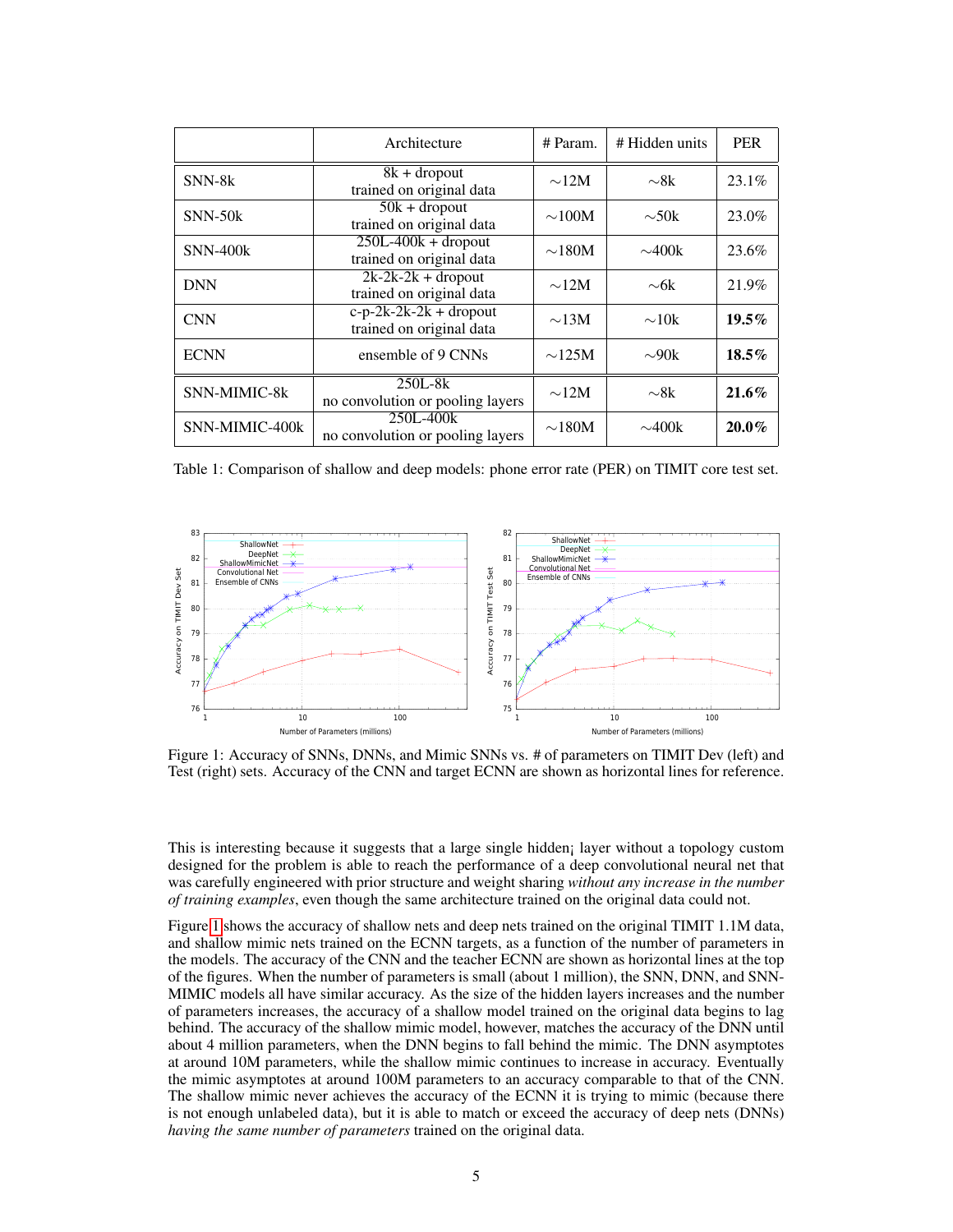| | Architecture | # Param. | # Hidden units | PER |
|---|---|---|---|---|
| SNN-8k | 8k + dropout trained on original data | ∼12M | ∼8k | 23.1% |
| SNN-50k | 50k + dropout trained on original data | ∼100M | ∼50k | 23.0% |
| SNN-400k | 250L-400k + dropout trained on original data | ∼180M | ∼400k | 23.6% |
| DNN | 2k-2k-2k + dropout trained on original data | ∼12M | ∼6k | 21.9% |
| CNN | c-p-2k-2k-2k + dropout trained on original data | ∼13M | ∼10k | **19.5%** |
| ECNN | ensemble of 9 CNNs | ∼125M | ∼90k | **18.5%** |
| SNN-MIMIC-8k | 250L-8k no convolution or pooling layers | ∼12M | ∼8k | **21.6%** |
| SNN-MIMIC-400k | 250L-400k no convolution or pooling layers | ∼180M | ∼400k | **20.0%** |

Table 1: Comparison of shallow and deep models: phone error rate (PER) on TIMIT core test set.

Figure 1: Accuracy of SNNs, DNNs, and Mimic SNNs vs. # of parameters on TIMIT Dev (left) and Test (right) sets. Accuracy of the CNN and target ECNN are shown as horizontal lines for reference.

This is interesting because it suggests that a large single hidden¡ layer without a topology custom designed for the problem is able to reach the performance of a deep convolutional neural net that was carefully engineered with prior structure and weight sharing *without any increase in the number of training examples*, even though the same architecture trained on the original data could not.

Figure 1 shows the accuracy of shallow nets and deep nets trained on the original TIMIT 1.1M data, and shallow mimic nets trained on the ECNN targets, as a function of the number of parameters in the models. The accuracy of the CNN and the teacher ECNN are shown as horizontal lines at the top of the figures. When the number of parameters is small (about 1 million), the SNN, DNN, and SNN-MIMIC models all have similar accuracy. As the size of the hidden layers increases and the number of parameters increases, the accuracy of a shallow model trained on the original data begins to lag behind. The accuracy of the shallow mimic model, however, matches the accuracy of the DNN until about 4 million parameters, when the DNN begins to fall behind the mimic. The DNN asymptotes at around 10M parameters, while the shallow mimic continues to increase in accuracy. Eventually the mimic asymptotes at around 100M parameters to an accuracy comparable to that of the CNN. The shallow mimic never achieves the accuracy of the ECNN it is trying to mimic (because there is not enough unlabeled data), but it is able to match or exceed the accuracy of deep nets (DNNs) *having the same number of parameters* trained on the original data.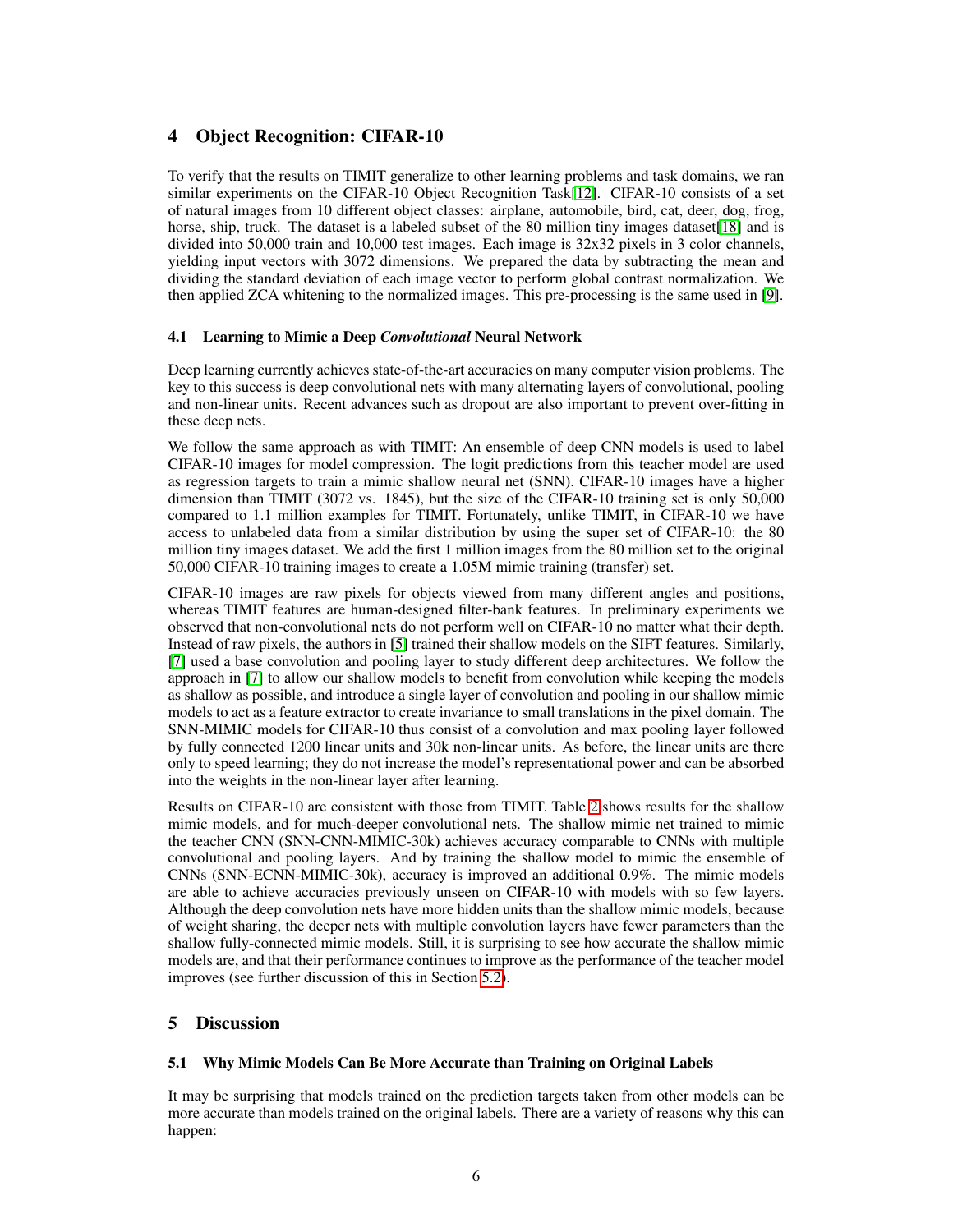## 4 Object Recognition: CIFAR-10

To verify that the results on TIMIT generalize to other learning problems and task domains, we ran similar experiments on the CIFAR-10 Object Recognition Task[12]. CIFAR-10 consists of a set of natural images from 10 different object classes: airplane, automobile, bird, cat, deer, dog, frog, horse, ship, truck. The dataset is a labeled subset of the 80 million tiny images dataset[18] and is divided into 50,000 train and 10,000 test images. Each image is 32x32 pixels in 3 color channels, yielding input vectors with 3072 dimensions. We prepared the data by subtracting the mean and dividing the standard deviation of each image vector to perform global contrast normalization. We then applied ZCA whitening to the normalized images. This pre-processing is the same used in [9].

### 4.1 Learning to Mimic a Deep *Convolutional* Neural Network

Deep learning currently achieves state-of-the-art accuracies on many computer vision problems. The key to this success is deep convolutional nets with many alternating layers of convolutional, pooling and non-linear units. Recent advances such as dropout are also important to prevent over-fitting in these deep nets.

We follow the same approach as with TIMIT: An ensemble of deep CNN models is used to label CIFAR-10 images for model compression. The logit predictions from this teacher model are used as regression targets to train a mimic shallow neural net (SNN). CIFAR-10 images have a higher dimension than TIMIT (3072 vs. 1845), but the size of the CIFAR-10 training set is only 50,000 compared to 1.1 million examples for TIMIT. Fortunately, unlike TIMIT, in CIFAR-10 we have access to unlabeled data from a similar distribution by using the super set of CIFAR-10: the 80 million tiny images dataset. We add the first 1 million images from the 80 million set to the original 50,000 CIFAR-10 training images to create a 1.05M mimic training (transfer) set.

CIFAR-10 images are raw pixels for objects viewed from many different angles and positions, whereas TIMIT features are human-designed filter-bank features. In preliminary experiments we observed that non-convolutional nets do not perform well on CIFAR-10 no matter what their depth. Instead of raw pixels, the authors in [5] trained their shallow models on the SIFT features. Similarly, [7] used a base convolution and pooling layer to study different deep architectures. We follow the approach in [7] to allow our shallow models to benefit from convolution while keeping the models as shallow as possible, and introduce a single layer of convolution and pooling in our shallow mimic models to act as a feature extractor to create invariance to small translations in the pixel domain. The SNN-MIMIC models for CIFAR-10 thus consist of a convolution and max pooling layer followed by fully connected 1200 linear units and 30k non-linear units. As before, the linear units are there only to speed learning; they do not increase the model's representational power and can be absorbed into the weights in the non-linear layer after learning.

Results on CIFAR-10 are consistent with those from TIMIT. Table 2 shows results for the shallow mimic models, and for much-deeper convolutional nets. The shallow mimic net trained to mimic the teacher CNN (SNN-CNN-MIMIC-30k) achieves accuracy comparable to CNNs with multiple convolutional and pooling layers. And by training the shallow model to mimic the ensemble of CNNs (SNN-ECNN-MIMIC-30k), accuracy is improved an additional 0.9%. The mimic models are able to achieve accuracies previously unseen on CIFAR-10 with models with so few layers. Although the deep convolution nets have more hidden units than the shallow mimic models, because of weight sharing, the deeper nets with multiple convolution layers have fewer parameters than the shallow fully-connected mimic models. Still, it is surprising to see how accurate the shallow mimic models are, and that their performance continues to improve as the performance of the teacher model improves (see further discussion of this in Section 5.2).

## 5 Discussion

### 5.1 Why Mimic Models Can Be More Accurate than Training on Original Labels

It may be surprising that models trained on the prediction targets taken from other models can be more accurate than models trained on the original labels. There are a variety of reasons why this can happen: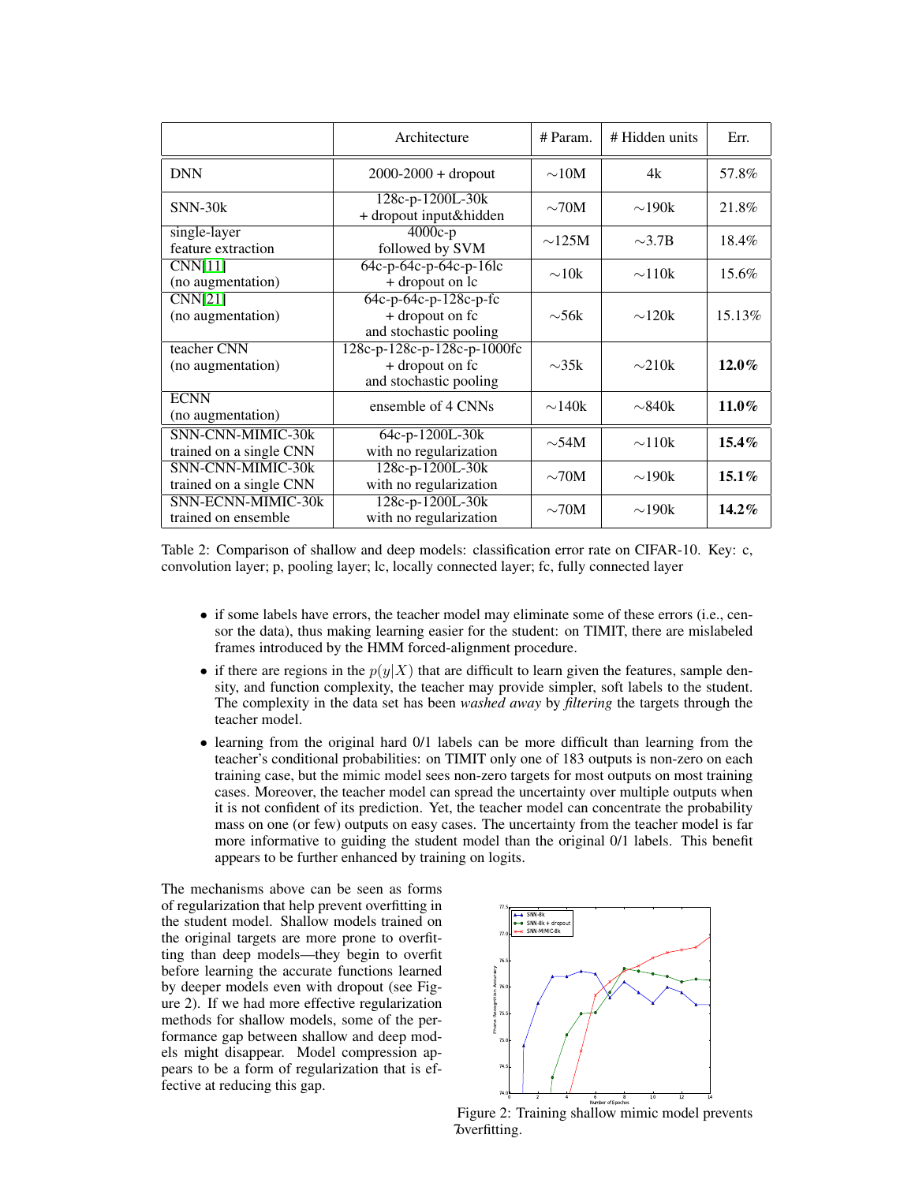| | Architecture | # Param. | # Hidden units | Err. |
|---|---|---|---|---|
| DNN | 2000-2000 + dropout | ∼10M | 4k | 57.8% |
| SNN-30k | 128c-p-1200L-30k + dropout input&hidden | ∼70M | ∼190k | 21.8% |
| single-layer feature extraction | 4000c-p followed by SVM | ∼125M | ∼3.7B | 18.4% |
| CNN[11] (no augmentation) | 64c-p-64c-p-64c-p-16lc + dropout on lc | ∼10k | ∼110k | 15.6% |
| CNN[21] (no augmentation) | 64c-p-64c-p-128c-p-fc + dropout on fc and stochastic pooling | ∼56k | ∼120k | 15.13% |
| teacher CNN (no augmentation) | 128c-p-128c-p-128c-p-1000fc + dropout on fc and stochastic pooling | ∼35k | ∼210k | **12.0%** |
| ECNN (no augmentation) | ensemble of 4 CNNs | ∼140k | ∼840k | **11.0%** |
| SNN-CNN-MIMIC-30k trained on a single CNN | 64c-p-1200L-30k with no regularization | ∼54M | ∼110k | **15.4%** |
| SNN-CNN-MIMIC-30k trained on a single CNN | 128c-p-1200L-30k with no regularization | ∼70M | ∼190k | **15.1%** |
| SNN-ECNN-MIMIC-30k trained on ensemble | 128c-p-1200L-30k with no regularization | ∼70M | ∼190k | **14.2%** |

Table 2: Comparison of shallow and deep models: classification error rate on CIFAR-10. Key: c, convolution layer; p, pooling layer; lc, locally connected layer; fc, fully connected layer

- if some labels have errors, the teacher model may eliminate some of these errors (i.e., censor the data), thus making learning easier for the student: on TIMIT, there are mislabeled frames introduced by the HMM forced-alignment procedure.
- if there are regions in the $p(y|X)$ that are difficult to learn given the features, sample density, and function complexity, the teacher may provide simpler, soft labels to the student. The complexity in the data set has been *washed away* by *filtering* the targets through the teacher model.
- learning from the original hard 0/1 labels can be more difficult than learning from the teacher's conditional probabilities: on TIMIT only one of 183 outputs is non-zero on each training case, but the mimic model sees non-zero targets for most outputs on most training cases. Moreover, the teacher model can spread the uncertainty over multiple outputs when it is not confident of its prediction. Yet, the teacher model can concentrate the probability mass on one (or few) outputs on easy cases. The uncertainty from the teacher model is far more informative to guiding the student model than the original 0/1 labels. This benefit appears to be further enhanced by training on logits.

The mechanisms above can be seen as forms of regularization that help prevent overfitting in the student model. Shallow models trained on the original targets are more prone to overfitting than deep models—they begin to overfit before learning the accurate functions learned by deeper models even with dropout (see Figure 2). If we had more effective regularization methods for shallow models, some of the performance gap between shallow and deep models might disappear. Model compression appears to be a form of regularization that is effective at reducing this gap.

Figure 2: Training shallow mimic model prevents overfitting.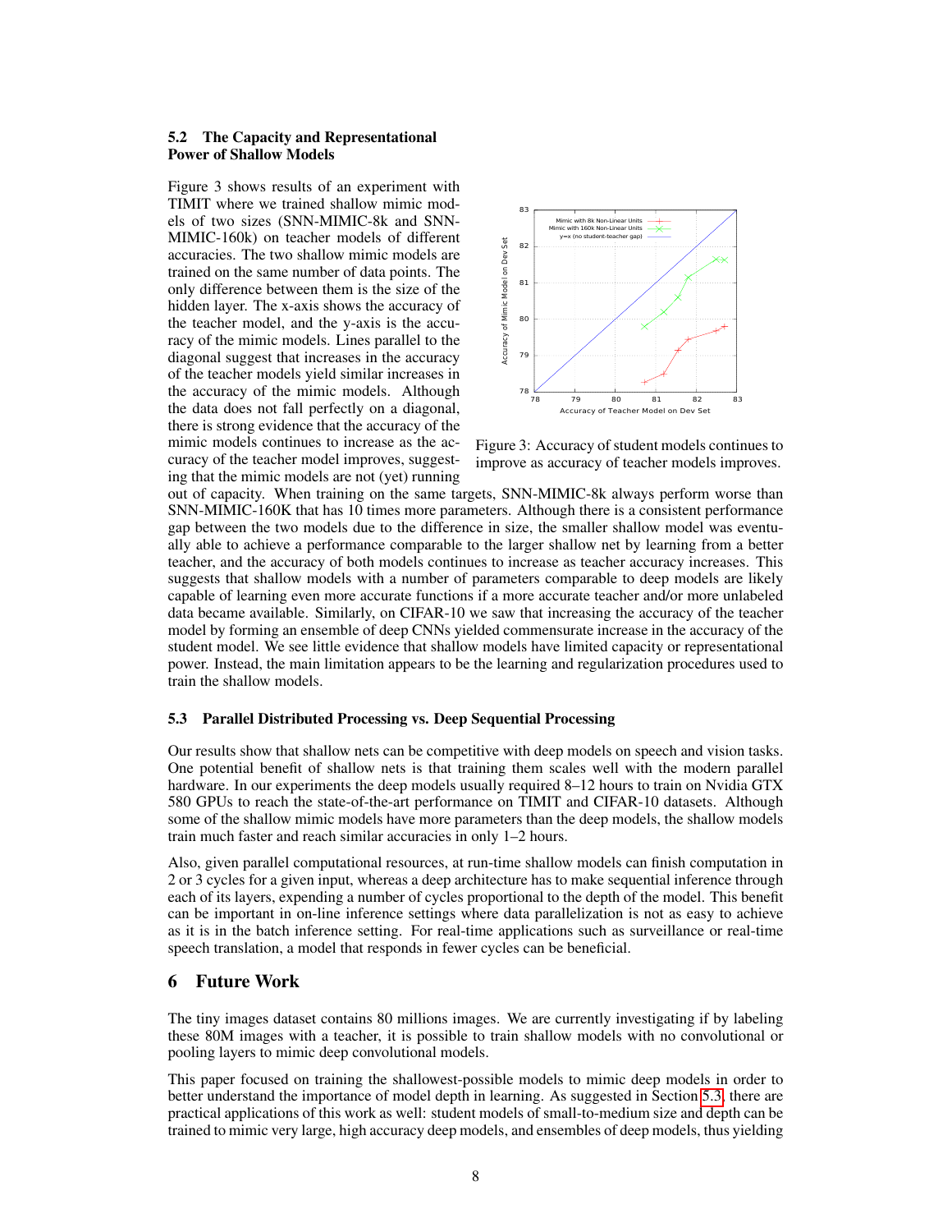### 5.2 The Capacity and Representational Power of Shallow Models

Figure 3 shows results of an experiment with TIMIT where we trained shallow mimic models of two sizes (SNN-MIMIC-8k and SNN-MIMIC-160k) on teacher models of different accuracies. The two shallow mimic models are trained on the same number of data points. The only difference between them is the size of the hidden layer. The x-axis shows the accuracy of the teacher model, and the y-axis is the accuracy of the mimic models. Lines parallel to the diagonal suggest that increases in the accuracy of the teacher models yield similar increases in the accuracy of the mimic models. Although the data does not fall perfectly on a diagonal, there is strong evidence that the accuracy of the mimic models continues to increase as the accuracy of the teacher model improves, suggesting that the mimic models are not (yet) running out of capacity. When training on the same targets, SNN-MIMIC-8k always perform worse than SNN-MIMIC-160K that has 10 times more parameters. Although there is a consistent performance gap between the two models due to the difference in size, the smaller shallow model was eventually able to achieve a performance comparable to the larger shallow net by learning from a better teacher, and the accuracy of both models continues to increase as teacher accuracy increases. This suggests that shallow models with a number of parameters comparable to deep models are likely capable of learning even more accurate functions if a more accurate teacher and/or more unlabeled data became available. Similarly, on CIFAR-10 we saw that increasing the accuracy of the teacher model by forming an ensemble of deep CNNs yielded commensurate increase in the accuracy of the student model. We see little evidence that shallow models have limited capacity or representational power. Instead, the main limitation appears to be the learning and regularization procedures used to train the shallow models.

Figure 3: Accuracy of student models continues to improve as accuracy of teacher models improves.

### 5.3 Parallel Distributed Processing vs. Deep Sequential Processing

Our results show that shallow nets can be competitive with deep models on speech and vision tasks. One potential benefit of shallow nets is that training them scales well with the modern parallel hardware. In our experiments the deep models usually required 8–12 hours to train on Nvidia GTX 580 GPUs to reach the state-of-the-art performance on TIMIT and CIFAR-10 datasets. Although some of the shallow mimic models have more parameters than the deep models, the shallow models train much faster and reach similar accuracies in only 1–2 hours.

Also, given parallel computational resources, at run-time shallow models can finish computation in 2 or 3 cycles for a given input, whereas a deep architecture has to make sequential inference through each of its layers, expending a number of cycles proportional to the depth of the model. This benefit can be important in on-line inference settings where data parallelization is not as easy to achieve as it is in the batch inference setting. For real-time applications such as surveillance or real-time speech translation, a model that responds in fewer cycles can be beneficial.

## 6 Future Work

The tiny images dataset contains 80 millions images. We are currently investigating if by labeling these 80M images with a teacher, it is possible to train shallow models with no convolutional or pooling layers to mimic deep convolutional models.

This paper focused on training the shallowest-possible models to mimic deep models in order to better understand the importance of model depth in learning. As suggested in Section 5.3, there are practical applications of this work as well: student models of small-to-medium size and depth can be trained to mimic very large, high accuracy deep models, and ensembles of deep models, thus yielding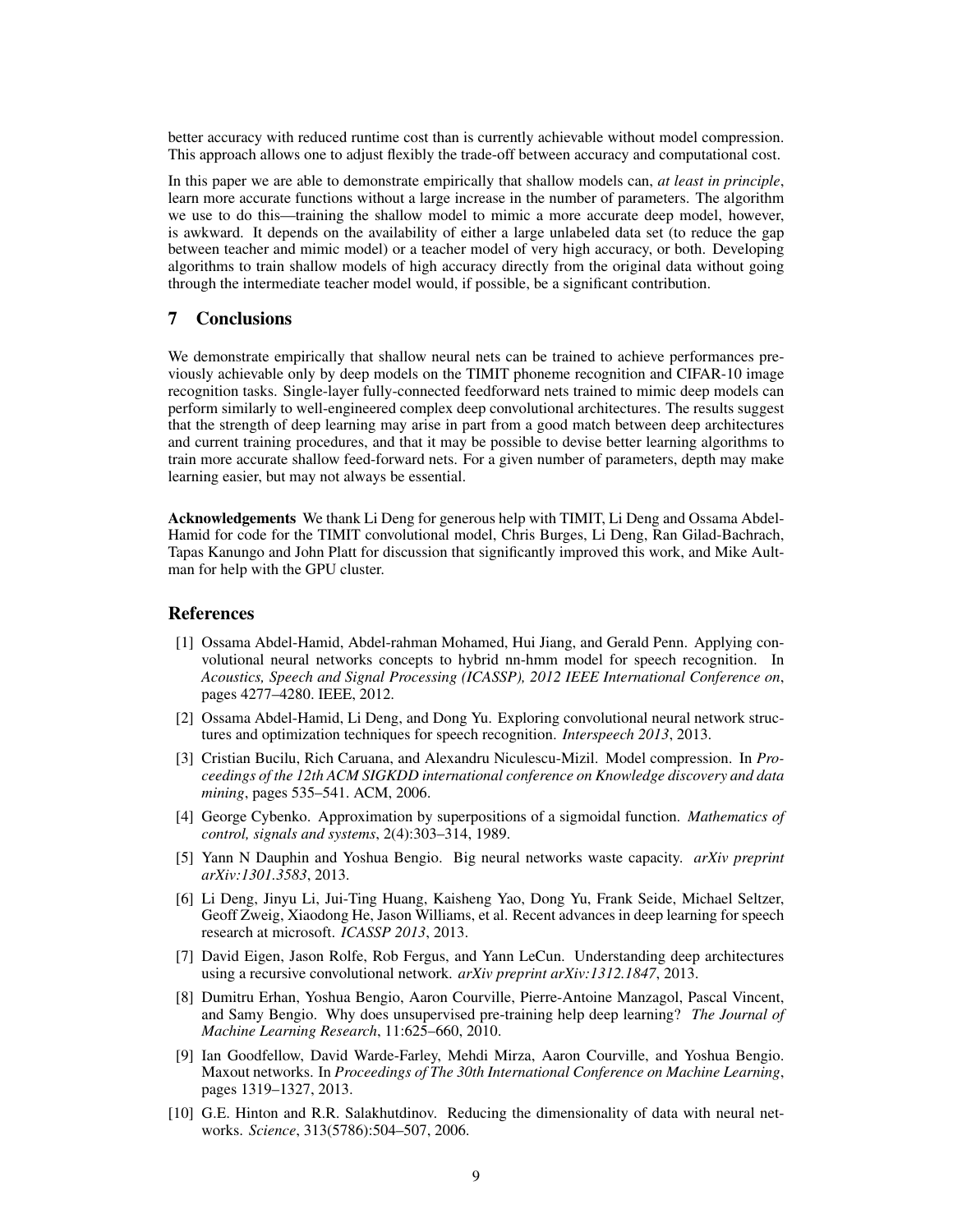better accuracy with reduced runtime cost than is currently achievable without model compression. This approach allows one to adjust flexibly the trade-off between accuracy and computational cost.

In this paper we are able to demonstrate empirically that shallow models can, *at least in principle*, learn more accurate functions without a large increase in the number of parameters. The algorithm we use to do this—training the shallow model to mimic a more accurate deep model, however, is awkward. It depends on the availability of either a large unlabeled data set (to reduce the gap between teacher and mimic model) or a teacher model of very high accuracy, or both. Developing algorithms to train shallow models of high accuracy directly from the original data without going through the intermediate teacher model would, if possible, be a significant contribution.

## 7 Conclusions

We demonstrate empirically that shallow neural nets can be trained to achieve performances previously achievable only by deep models on the TIMIT phoneme recognition and CIFAR-10 image recognition tasks. Single-layer fully-connected feedforward nets trained to mimic deep models can perform similarly to well-engineered complex deep convolutional architectures. The results suggest that the strength of deep learning may arise in part from a good match between deep architectures and current training procedures, and that it may be possible to devise better learning algorithms to train more accurate shallow feed-forward nets. For a given number of parameters, depth may make learning easier, but may not always be essential.

**Acknowledgements** We thank Li Deng for generous help with TIMIT, Li Deng and Ossama Abdel-Hamid for code for the TIMIT convolutional model, Chris Burges, Li Deng, Ran Gilad-Bachrach, Tapas Kanungo and John Platt for discussion that significantly improved this work, and Mike Aultman for help with the GPU cluster.

## References

[1] Ossama Abdel-Hamid, Abdel-rahman Mohamed, Hui Jiang, and Gerald Penn. Applying convolutional neural networks concepts to hybrid nn-hmm model for speech recognition. In *Acoustics, Speech and Signal Processing (ICASSP), 2012 IEEE International Conference on*, pages 4277–4280. IEEE, 2012.

[2] Ossama Abdel-Hamid, Li Deng, and Dong Yu. Exploring convolutional neural network structures and optimization techniques for speech recognition. *Interspeech 2013*, 2013.

[3] Cristian Bucilu, Rich Caruana, and Alexandru Niculescu-Mizil. Model compression. In *Proceedings of the 12th ACM SIGKDD international conference on Knowledge discovery and data mining*, pages 535–541. ACM, 2006.

[4] George Cybenko. Approximation by superpositions of a sigmoidal function. *Mathematics of control, signals and systems*, 2(4):303–314, 1989.

[5] Yann N Dauphin and Yoshua Bengio. Big neural networks waste capacity. *arXiv preprint arXiv:1301.3583*, 2013.

[6] Li Deng, Jinyu Li, Jui-Ting Huang, Kaisheng Yao, Dong Yu, Frank Seide, Michael Seltzer, Geoff Zweig, Xiaodong He, Jason Williams, et al. Recent advances in deep learning for speech research at microsoft. *ICASSP 2013*, 2013.

[7] David Eigen, Jason Rolfe, Rob Fergus, and Yann LeCun. Understanding deep architectures using a recursive convolutional network. *arXiv preprint arXiv:1312.1847*, 2013.

[8] Dumitru Erhan, Yoshua Bengio, Aaron Courville, Pierre-Antoine Manzagol, Pascal Vincent, and Samy Bengio. Why does unsupervised pre-training help deep learning? *The Journal of Machine Learning Research*, 11:625–660, 2010.

[9] Ian Goodfellow, David Warde-Farley, Mehdi Mirza, Aaron Courville, and Yoshua Bengio. Maxout networks. In *Proceedings of The 30th International Conference on Machine Learning*, pages 1319–1327, 2013.

[10] G.E. Hinton and R.R. Salakhutdinov. Reducing the dimensionality of data with neural networks. *Science*, 313(5786):504–507, 2006.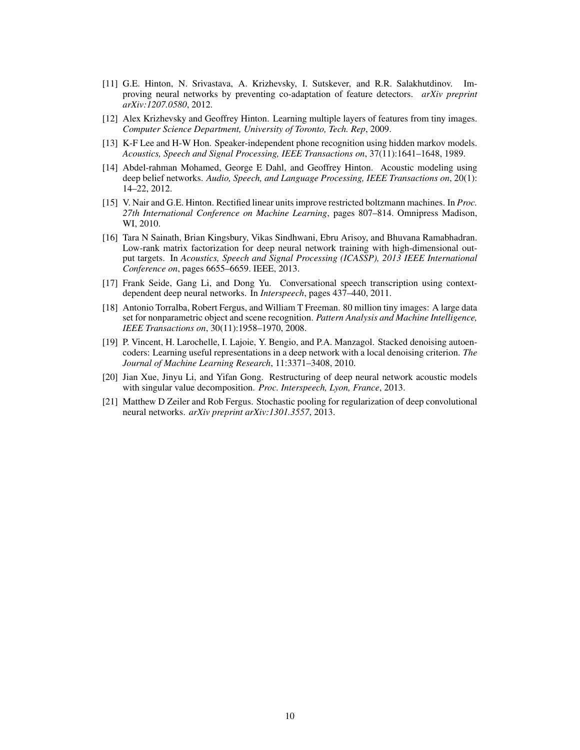[11] G.E. Hinton, N. Srivastava, A. Krizhevsky, I. Sutskever, and R.R. Salakhutdinov. Improving neural networks by preventing co-adaptation of feature detectors. *arXiv preprint arXiv:1207.0580*, 2012.

[12] Alex Krizhevsky and Geoffrey Hinton. Learning multiple layers of features from tiny images. *Computer Science Department, University of Toronto, Tech. Rep*, 2009.

[13] K-F Lee and H-W Hon. Speaker-independent phone recognition using hidden markov models. *Acoustics, Speech and Signal Processing, IEEE Transactions on*, 37(11):1641–1648, 1989.

[14] Abdel-rahman Mohamed, George E Dahl, and Geoffrey Hinton. Acoustic modeling using deep belief networks. *Audio, Speech, and Language Processing, IEEE Transactions on*, 20(1): 14–22, 2012.

[15] V. Nair and G.E. Hinton. Rectified linear units improve restricted boltzmann machines. In *Proc. 27th International Conference on Machine Learning*, pages 807–814. Omnipress Madison, WI, 2010.

[16] Tara N Sainath, Brian Kingsbury, Vikas Sindhwani, Ebru Arisoy, and Bhuvana Ramabhadran. Low-rank matrix factorization for deep neural network training with high-dimensional output targets. In *Acoustics, Speech and Signal Processing (ICASSP), 2013 IEEE International Conference on*, pages 6655–6659. IEEE, 2013.

[17] Frank Seide, Gang Li, and Dong Yu. Conversational speech transcription using context-dependent deep neural networks. In *Interspeech*, pages 437–440, 2011.

[18] Antonio Torralba, Robert Fergus, and William T Freeman. 80 million tiny images: A large data set for nonparametric object and scene recognition. *Pattern Analysis and Machine Intelligence, IEEE Transactions on*, 30(11):1958–1970, 2008.

[19] P. Vincent, H. Larochelle, I. Lajoie, Y. Bengio, and P.A. Manzagol. Stacked denoising autoencoders: Learning useful representations in a deep network with a local denoising criterion. *The Journal of Machine Learning Research*, 11:3371–3408, 2010.

[20] Jian Xue, Jinyu Li, and Yifan Gong. Restructuring of deep neural network acoustic models with singular value decomposition. *Proc. Interspeech, Lyon, France*, 2013.

[21] Matthew D Zeiler and Rob Fergus. Stochastic pooling for regularization of deep convolutional neural networks. *arXiv preprint arXiv:1301.3557*, 2013.